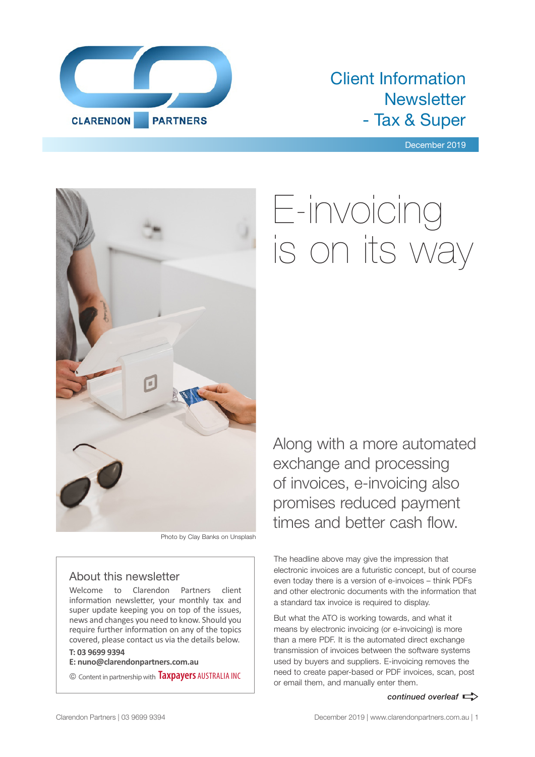CLARENDON PARTNERS

# Client Information Newsletter - Tax & Super

December 2019

Photo by Clay Banks on Unsplash

## About this newsletter

Welcome to Clarendon Partners client information newsletter, your monthly tax and super update keeping you on top of the issues, news and changes you need to know. Should you require further information on any of the topics covered, please contact us via the details below.

**T: 03 9699 9394**
**E: nuno@clarendonpartners.com.au**

© Content in partnership with **Taxpayers** AUSTRALIA INC

# E-invoicing is on its way

Along with a more automated exchange and processing of invoices, e-invoicing also promises reduced payment times and better cash flow.

The headline above may give the impression that electronic invoices are a futuristic concept, but of course even today there is a version of e-invoices – think PDFs and other electronic documents with the information that a standard tax invoice is required to display.

But what the ATO is working towards, and what it means by electronic invoicing (or e-invoicing) is more than a mere PDF. It is the automated direct exchange transmission of invoices between the software systems used by buyers and suppliers. E-invoicing removes the need to create paper-based or PDF invoices, scan, post or email them, and manually enter them.

*continued overleaf*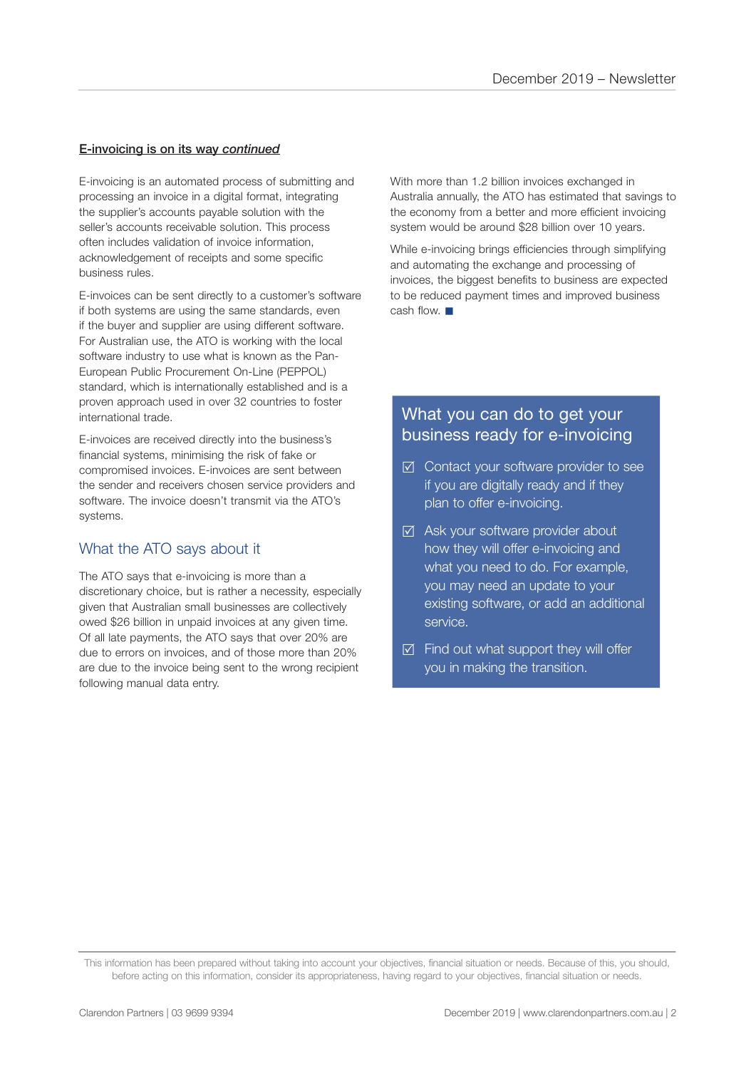**E-invoicing is on its way *continued***

E-invoicing is an automated process of submitting and processing an invoice in a digital format, integrating the supplier's accounts payable solution with the seller's accounts receivable solution. This process often includes validation of invoice information, acknowledgement of receipts and some specific business rules.

E-invoices can be sent directly to a customer's software if both systems are using the same standards, even if the buyer and supplier are using different software. For Australian use, the ATO is working with the local software industry to use what is known as the Pan-European Public Procurement On-Line (PEPPOL) standard, which is internationally established and is a proven approach used in over 32 countries to foster international trade.

E-invoices are received directly into the business's financial systems, minimising the risk of fake or compromised invoices. E-invoices are sent between the sender and receivers chosen service providers and software. The invoice doesn't transmit via the ATO's systems.

## What the ATO says about it

The ATO says that e-invoicing is more than a discretionary choice, but is rather a necessity, especially given that Australian small businesses are collectively owed $26 billion in unpaid invoices at any given time. Of all late payments, the ATO says that over 20% are due to errors on invoices, and of those more than 20% are due to the invoice being sent to the wrong recipient following manual data entry.

With more than 1.2 billion invoices exchanged in Australia annually, the ATO has estimated that savings to the economy from a better and more efficient invoicing system would be around $28 billion over 10 years.

While e-invoicing brings efficiencies through simplifying and automating the exchange and processing of invoices, the biggest benefits to business are expected to be reduced payment times and improved business cash flow. ■

## What you can do to get your business ready for e-invoicing

- ☑ Contact your software provider to see if you are digitally ready and if they plan to offer e-invoicing.
- ☑ Ask your software provider about how they will offer e-invoicing and what you need to do. For example, you may need an update to your existing software, or add an additional service.
- ☑ Find out what support they will offer you in making the transition.

This information has been prepared without taking into account your objectives, financial situation or needs. Because of this, you should, before acting on this information, consider its appropriateness, having regard to your objectives, financial situation or needs.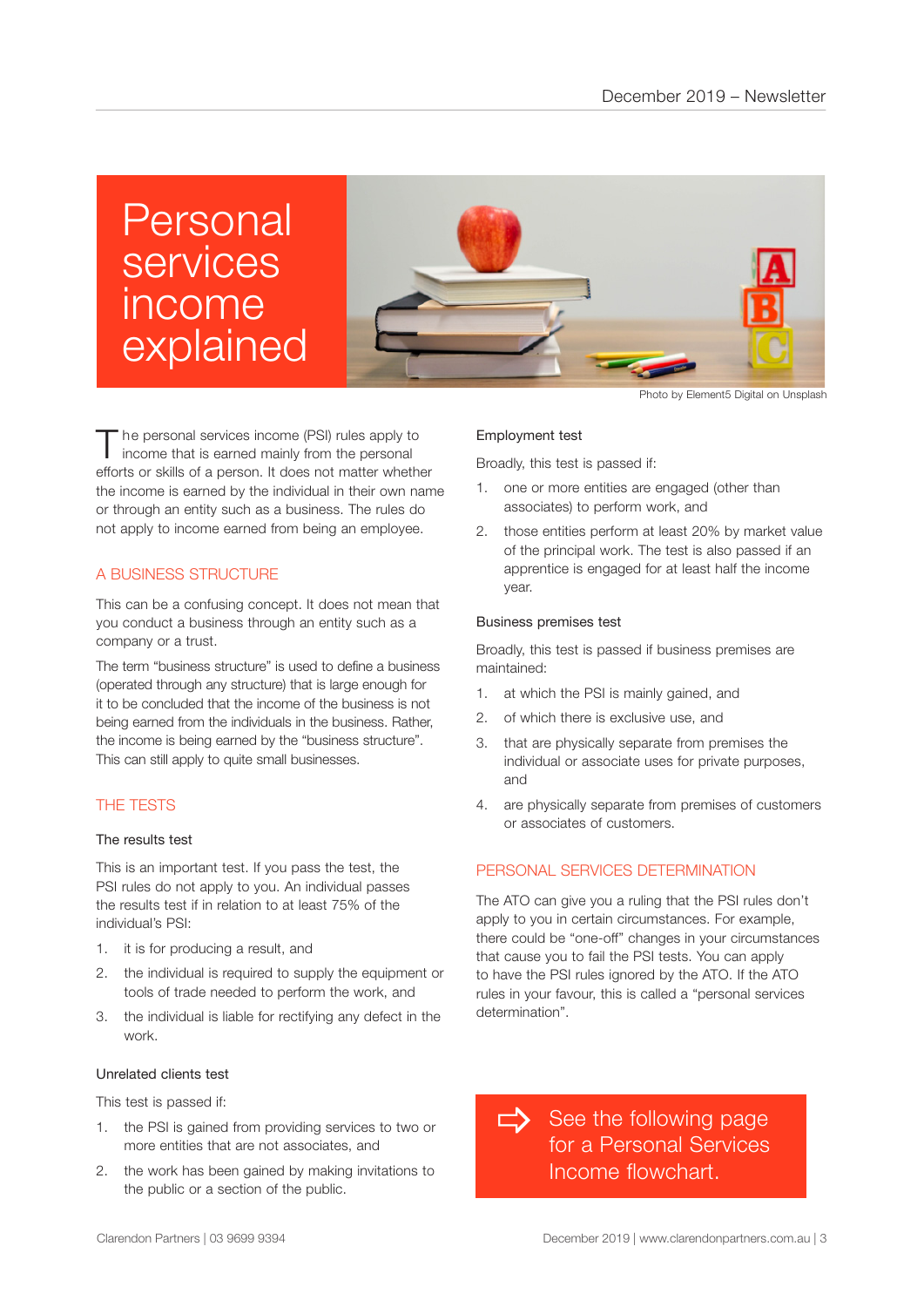# Personal services income explained

Photo by Element5 Digital on Unsplash

The personal services income (PSI) rules apply to income that is earned mainly from the personal efforts or skills of a person. It does not matter whether the income is earned by the individual in their own name or through an entity such as a business. The rules do not apply to income earned from being an employee.

## A BUSINESS STRUCTURE

This can be a confusing concept. It does not mean that you conduct a business through an entity such as a company or a trust.

The term "business structure" is used to define a business (operated through any structure) that is large enough for it to be concluded that the income of the business is not being earned from the individuals in the business. Rather, the income is being earned by the "business structure". This can still apply to quite small businesses.

## THE TESTS

### The results test

This is an important test. If you pass the test, the PSI rules do not apply to you. An individual passes the results test if in relation to at least 75% of the individual's PSI:

1. it is for producing a result, and
2. the individual is required to supply the equipment or tools of trade needed to perform the work, and
3. the individual is liable for rectifying any defect in the work.

### Unrelated clients test

This test is passed if:

1. the PSI is gained from providing services to two or more entities that are not associates, and
2. the work has been gained by making invitations to the public or a section of the public.

### Employment test

Broadly, this test is passed if:

1. one or more entities are engaged (other than associates) to perform work, and
2. those entities perform at least 20% by market value of the principal work. The test is also passed if an apprentice is engaged for at least half the income year.

### Business premises test

Broadly, this test is passed if business premises are maintained:

1. at which the PSI is mainly gained, and
2. of which there is exclusive use, and
3. that are physically separate from premises the individual or associate uses for private purposes, and
4. are physically separate from premises of customers or associates of customers.

## PERSONAL SERVICES DETERMINATION

The ATO can give you a ruling that the PSI rules don't apply to you in certain circumstances. For example, there could be "one-off" changes in your circumstances that cause you to fail the PSI tests. You can apply to have the PSI rules ignored by the ATO. If the ATO rules in your favour, this is called a "personal services determination".

See the following page for a Personal Services Income flowchart.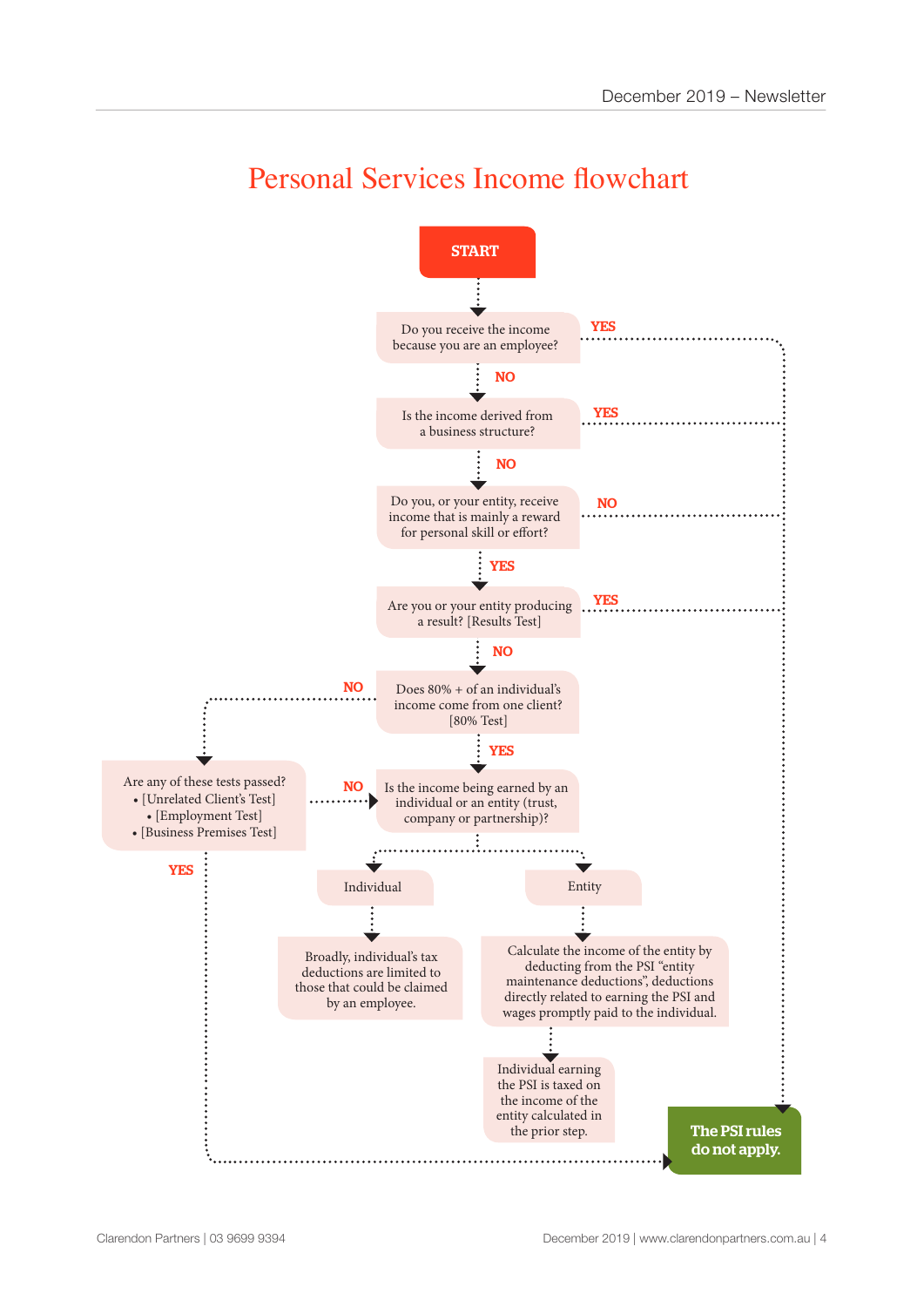# Personal Services Income flowchart

**START**

Do you receive the income because you are an employee?

- **YES** → The PSI rules do not apply.
- **NO** ↓

Is the income derived from a business structure?

- **YES** → The PSI rules do not apply.
- **NO** ↓

Do you, or your entity, receive income that is mainly a reward for personal skill or effort?

- **NO** → The PSI rules do not apply.
- **YES** ↓

Are you or your entity producing a result? [Results Test]

- **YES** → The PSI rules do not apply.
- **NO** ↓

Does 80% + of an individual's income come from one client? [80% Test]

- **NO** → Are any of these tests passed?
  - [Unrelated Client's Test]
  - [Employment Test]
  - [Business Premises Test]
  - **YES** → The PSI rules do not apply.
  - **NO** → Is the income being earned by an individual or an entity (trust, company or partnership)?
- **YES** ↓

Is the income being earned by an individual or an entity (trust, company or partnership)?

- Individual → Broadly, individual's tax deductions are limited to those that could be claimed by an employee.
- Entity → Calculate the income of the entity by deducting from the PSI "entity maintenance deductions", deductions directly related to earning the PSI and wages promptly paid to the individual. → Individual earning the PSI is taxed on the income of the entity calculated in the prior step.

**The PSI rules do not apply.**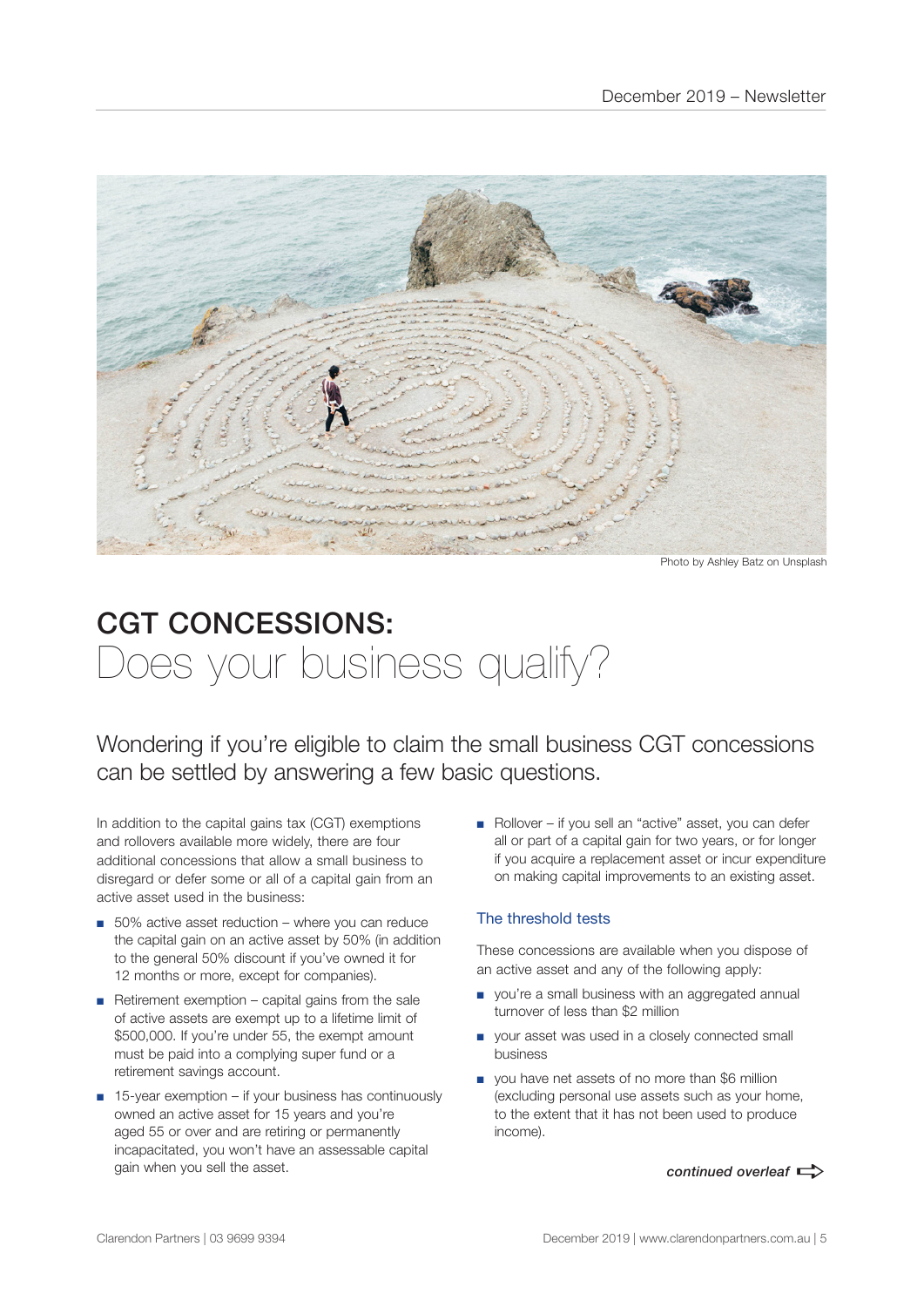Photo by Ashley Batz on Unsplash

# CGT CONCESSIONS: Does your business qualify?

## Wondering if you're eligible to claim the small business CGT concessions can be settled by answering a few basic questions.

In addition to the capital gains tax (CGT) exemptions and rollovers available more widely, there are four additional concessions that allow a small business to disregard or defer some or all of a capital gain from an active asset used in the business:

- 50% active asset reduction – where you can reduce the capital gain on an active asset by 50% (in addition to the general 50% discount if you've owned it for 12 months or more, except for companies).
- Retirement exemption – capital gains from the sale of active assets are exempt up to a lifetime limit of $500,000. If you're under 55, the exempt amount must be paid into a complying super fund or a retirement savings account.
- 15-year exemption – if your business has continuously owned an active asset for 15 years and you're aged 55 or over and are retiring or permanently incapacitated, you won't have an assessable capital gain when you sell the asset.
- Rollover – if you sell an "active" asset, you can defer all or part of a capital gain for two years, or for longer if you acquire a replacement asset or incur expenditure on making capital improvements to an existing asset.

### The threshold tests

These concessions are available when you dispose of an active asset and any of the following apply:

- you're a small business with an aggregated annual turnover of less than $2 million
- your asset was used in a closely connected small business
- you have net assets of no more than $6 million (excluding personal use assets such as your home, to the extent that it has not been used to produce income).

***continued overleaf***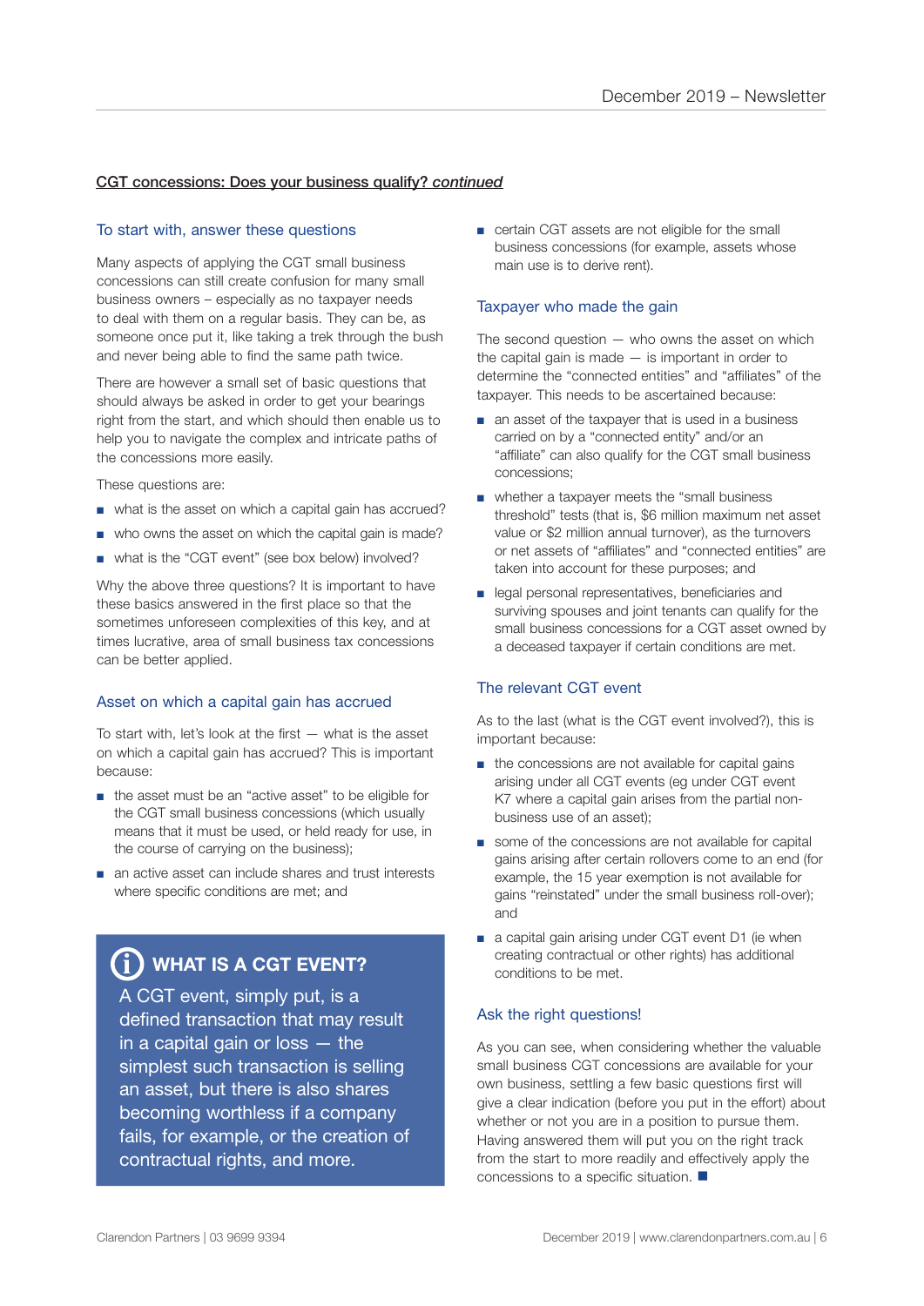**<u>CGT concessions: Does your business qualify? *continued*</u>**

### To start with, answer these questions

Many aspects of applying the CGT small business concessions can still create confusion for many small business owners – especially as no taxpayer needs to deal with them on a regular basis. They can be, as someone once put it, like taking a trek through the bush and never being able to find the same path twice.

There are however a small set of basic questions that should always be asked in order to get your bearings right from the start, and which should then enable us to help you to navigate the complex and intricate paths of the concessions more easily.

These questions are:

- what is the asset on which a capital gain has accrued?
- who owns the asset on which the capital gain is made?
- what is the "CGT event" (see box below) involved?

Why the above three questions? It is important to have these basics answered in the first place so that the sometimes unforeseen complexities of this key, and at times lucrative, area of small business tax concessions can be better applied.

### Asset on which a capital gain has accrued

To start with, let's look at the first — what is the asset on which a capital gain has accrued? This is important because:

- the asset must be an "active asset" to be eligible for the CGT small business concessions (which usually means that it must be used, or held ready for use, in the course of carrying on the business);
- an active asset can include shares and trust interests where specific conditions are met; and
- certain CGT assets are not eligible for the small business concessions (for example, assets whose main use is to derive rent).

> **WHAT IS A CGT EVENT?**
>
> A CGT event, simply put, is a defined transaction that may result in a capital gain or loss — the simplest such transaction is selling an asset, but there is also shares becoming worthless if a company fails, for example, or the creation of contractual rights, and more.

### Taxpayer who made the gain

The second question — who owns the asset on which the capital gain is made — is important in order to determine the "connected entities" and "affiliates" of the taxpayer. This needs to be ascertained because:

- an asset of the taxpayer that is used in a business carried on by a "connected entity" and/or an "affiliate" can also qualify for the CGT small business concessions;
- whether a taxpayer meets the "small business threshold" tests (that is, $6 million maximum net asset value or $2 million annual turnover), as the turnovers or net assets of "affiliates" and "connected entities" are taken into account for these purposes; and
- legal personal representatives, beneficiaries and surviving spouses and joint tenants can qualify for the small business concessions for a CGT asset owned by a deceased taxpayer if certain conditions are met.

### The relevant CGT event

As to the last (what is the CGT event involved?), this is important because:

- the concessions are not available for capital gains arising under all CGT events (eg under CGT event K7 where a capital gain arises from the partial non-business use of an asset);
- some of the concessions are not available for capital gains arising after certain rollovers come to an end (for example, the 15 year exemption is not available for gains "reinstated" under the small business roll-over); and
- a capital gain arising under CGT event D1 (ie when creating contractual or other rights) has additional conditions to be met.

### Ask the right questions!

As you can see, when considering whether the valuable small business CGT concessions are available for your own business, settling a few basic questions first will give a clear indication (before you put in the effort) about whether or not you are in a position to pursue them. Having answered them will put you on the right track from the start to more readily and effectively apply the concessions to a specific situation. ■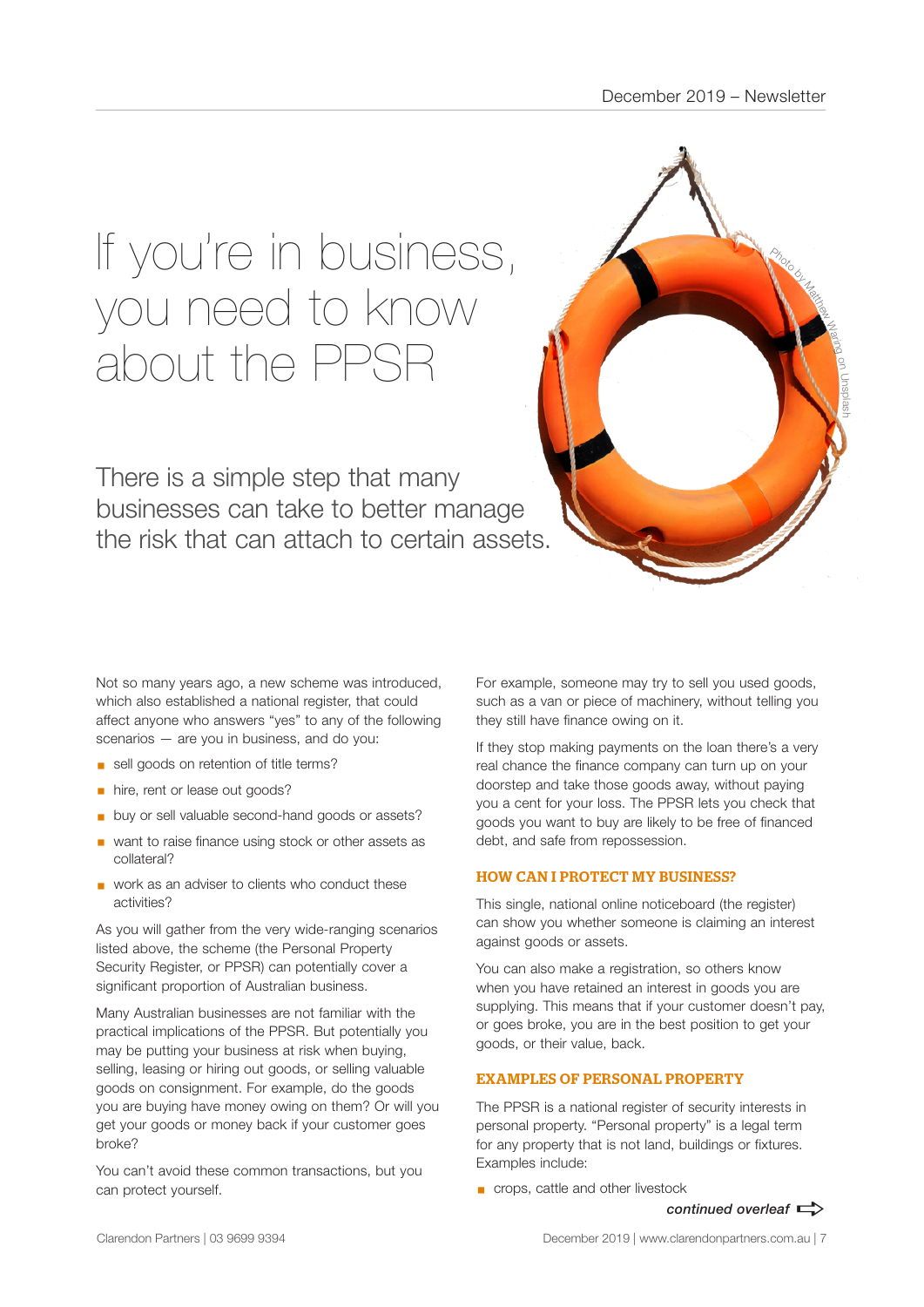# If you're in business, you need to know about the PPSR

## There is a simple step that many businesses can take to better manage the risk that can attach to certain assets.

Photo by Matthew Waring on Unsplash

Not so many years ago, a new scheme was introduced, which also established a national register, that could affect anyone who answers "yes" to any of the following scenarios — are you in business, and do you:

- sell goods on retention of title terms?
- hire, rent or lease out goods?
- buy or sell valuable second-hand goods or assets?
- want to raise finance using stock or other assets as collateral?
- work as an adviser to clients who conduct these activities?

As you will gather from the very wide-ranging scenarios listed above, the scheme (the Personal Property Security Register, or PPSR) can potentially cover a significant proportion of Australian business.

Many Australian businesses are not familiar with the practical implications of the PPSR. But potentially you may be putting your business at risk when buying, selling, leasing or hiring out goods, or selling valuable goods on consignment. For example, do the goods you are buying have money owing on them? Or will you get your goods or money back if your customer goes broke?

You can't avoid these common transactions, but you can protect yourself.

For example, someone may try to sell you used goods, such as a van or piece of machinery, without telling you they still have finance owing on it.

If they stop making payments on the loan there's a very real chance the finance company can turn up on your doorstep and take those goods away, without paying you a cent for your loss. The PPSR lets you check that goods you want to buy are likely to be free of financed debt, and safe from repossession.

### HOW CAN I PROTECT MY BUSINESS?

This single, national online noticeboard (the register) can show you whether someone is claiming an interest against goods or assets.

You can also make a registration, so others know when you have retained an interest in goods you are supplying. This means that if your customer doesn't pay, or goes broke, you are in the best position to get your goods, or their value, back.

### EXAMPLES OF PERSONAL PROPERTY

The PPSR is a national register of security interests in personal property. "Personal property" is a legal term for any property that is not land, buildings or fixtures. Examples include:

- crops, cattle and other livestock

*continued overleaf*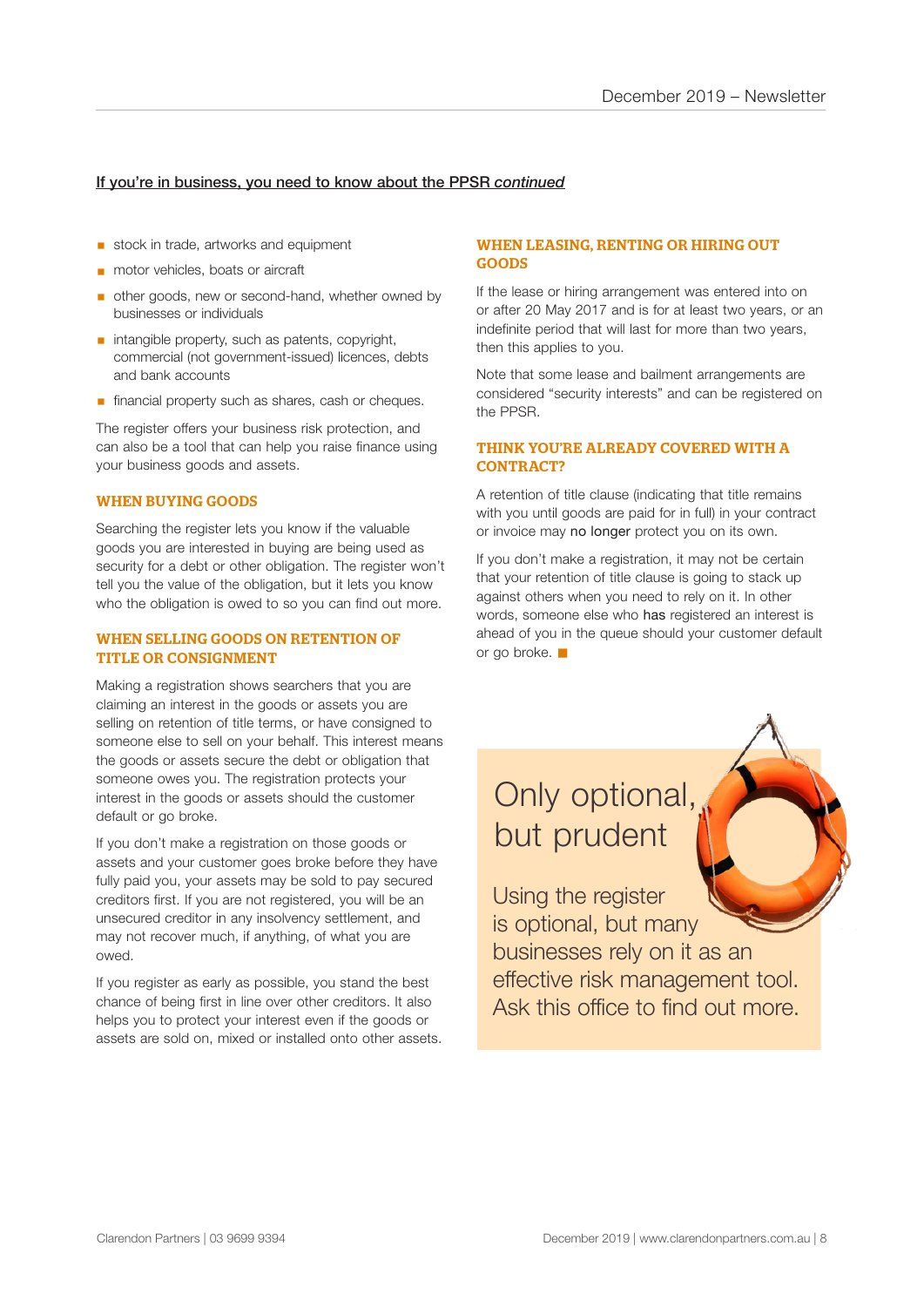## If you're in business, you need to know about the PPSR *continued*

- stock in trade, artworks and equipment
- motor vehicles, boats or aircraft
- other goods, new or second-hand, whether owned by businesses or individuals
- intangible property, such as patents, copyright, commercial (not government-issued) licences, debts and bank accounts
- financial property such as shares, cash or cheques.

The register offers your business risk protection, and can also be a tool that can help you raise finance using your business goods and assets.

### WHEN BUYING GOODS

Searching the register lets you know if the valuable goods you are interested in buying are being used as security for a debt or other obligation. The register won't tell you the value of the obligation, but it lets you know who the obligation is owed to so you can find out more.

### WHEN SELLING GOODS ON RETENTION OF TITLE OR CONSIGNMENT

Making a registration shows searchers that you are claiming an interest in the goods or assets you are selling on retention of title terms, or have consigned to someone else to sell on your behalf. This interest means the goods or assets secure the debt or obligation that someone owes you. The registration protects your interest in the goods or assets should the customer default or go broke.

If you don't make a registration on those goods or assets and your customer goes broke before they have fully paid you, your assets may be sold to pay secured creditors first. If you are not registered, you will be an unsecured creditor in any insolvency settlement, and may not recover much, if anything, of what you are owed.

If you register as early as possible, you stand the best chance of being first in line over other creditors. It also helps you to protect your interest even if the goods or assets are sold on, mixed or installed onto other assets.

### WHEN LEASING, RENTING OR HIRING OUT GOODS

If the lease or hiring arrangement was entered into on or after 20 May 2017 and is for at least two years, or an indefinite period that will last for more than two years, then this applies to you.

Note that some lease and bailment arrangements are considered "security interests" and can be registered on the PPSR.

### THINK YOU'RE ALREADY COVERED WITH A CONTRACT?

A retention of title clause (indicating that title remains with you until goods are paid for in full) in your contract or invoice may **no longer** protect you on its own.

If you don't make a registration, it may not be certain that your retention of title clause is going to stack up against others when you need to rely on it. In other words, someone else who **has** registered an interest is ahead of you in the queue should your customer default or go broke. ■

## Only optional, but prudent

Using the register is optional, but many businesses rely on it as an effective risk management tool. Ask this office to find out more.